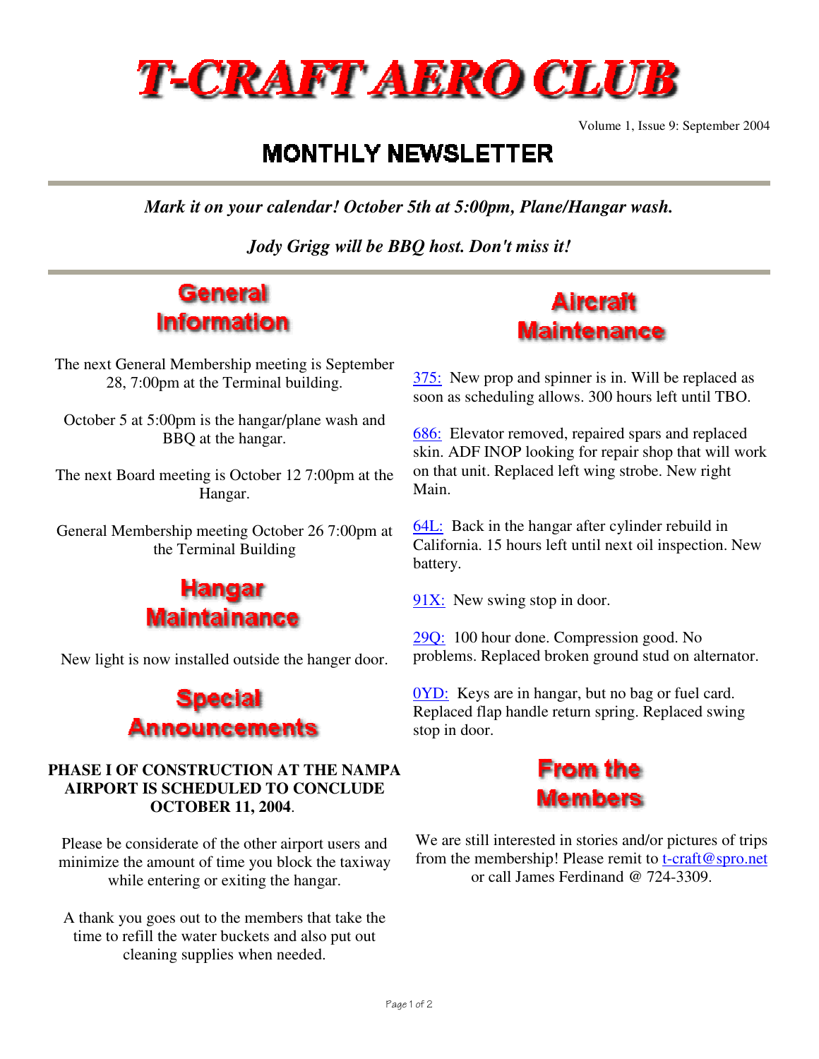# T-CRAFT AERO CLUB

Volume 1, Issue 9: September 2004

## MONTHLY NEWSLETTER

---

*Mark it on your calendar! October 5th at 5:00pm, Plane/Hangar wash.*

*Jody Grigg will be BBQ host. Don't miss it!*

---

## General Information

The next General Membership meeting is September 28, 7:00pm at the Terminal building.

October 5 at 5:00pm is the hangar/plane wash and BBQ at the hangar.

The next Board meeting is October 12 7:00pm at the Hangar.

General Membership meeting October 26 7:00pm at the Terminal Building

## Hangar Maintainance

New light is now installed outside the hanger door.

## Special Announcements

**PHASE I OF CONSTRUCTION AT THE NAMPA AIRPORT IS SCHEDULED TO CONCLUDE OCTOBER 11, 2004**.

Please be considerate of the other airport users and minimize the amount of time you block the taxiway while entering or exiting the hangar.

A thank you goes out to the members that take the time to refill the water buckets and also put out cleaning supplies when needed.

## Aircraft Maintenance

375: New prop and spinner is in. Will be replaced as soon as scheduling allows. 300 hours left until TBO.

686: Elevator removed, repaired spars and replaced skin. ADF INOP looking for repair shop that will work on that unit. Replaced left wing strobe. New right Main.

64L: Back in the hangar after cylinder rebuild in California. 15 hours left until next oil inspection. New battery.

91X: New swing stop in door.

29Q: 100 hour done. Compression good. No problems. Replaced broken ground stud on alternator.

0YD: Keys are in hangar, but no bag or fuel card. Replaced flap handle return spring. Replaced swing stop in door.

## From the Members

We are still interested in stories and/or pictures of trips from the membership! Please remit to t-craft@spro.net or call James Ferdinand @ 724-3309.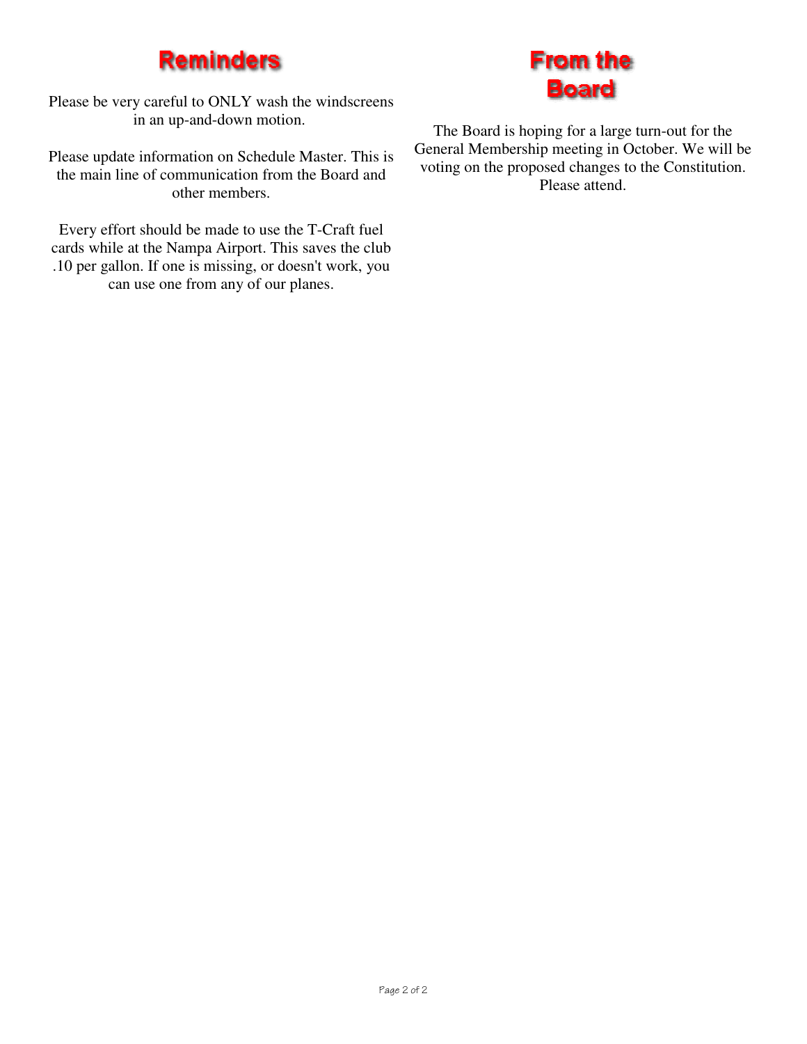## Reminders

Please be very careful to ONLY wash the windscreens in an up-and-down motion.

Please update information on Schedule Master. This is the main line of communication from the Board and other members.

Every effort should be made to use the T-Craft fuel cards while at the Nampa Airport. This saves the club .10 per gallon. If one is missing, or doesn't work, you can use one from any of our planes.

## From the Board

The Board is hoping for a large turn-out for the General Membership meeting in October. We will be voting on the proposed changes to the Constitution. Please attend.